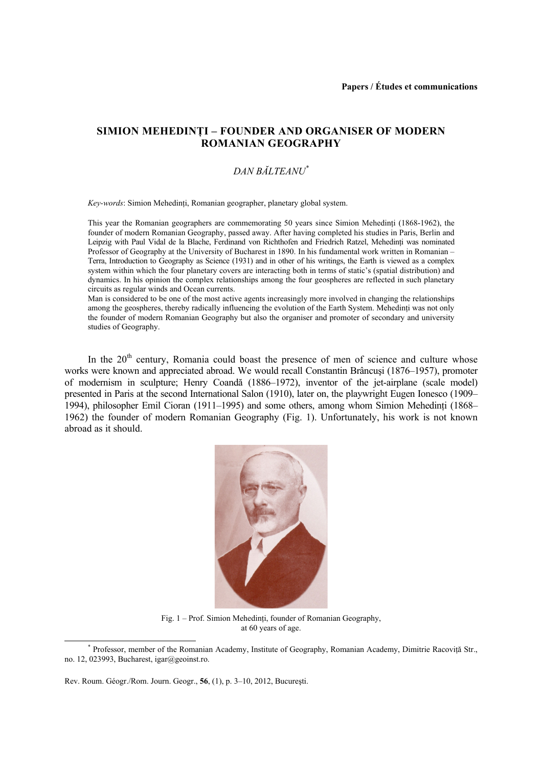Papers / Études et communications

# SIMION MEHEDINȚI – FOUNDER AND ORGANISER OF MODERN ROMANIAN GEOGRAPHY

*DAN BĂLTEANU*[*]

*Key-words*: Simion Mehedinți, Romanian geographer, planetary global system.

This year the Romanian geographers are commemorating 50 years since Simion Mehedinți (1868-1962), the founder of modern Romanian Geography, passed away. After having completed his studies in Paris, Berlin and Leipzig with Paul Vidal de la Blache, Ferdinand von Richthofen and Friedrich Ratzel, Mehedinți was nominated Professor of Geography at the University of Bucharest in 1890. In his fundamental work written in Romanian – Terra, Introduction to Geography as Science (1931) and in other of his writings, the Earth is viewed as a complex system within which the four planetary covers are interacting both in terms of static's (spatial distribution) and dynamics. In his opinion the complex relationships among the four geospheres are reflected in such planetary circuits as regular winds and Ocean currents.

Man is considered to be one of the most active agents increasingly more involved in changing the relationships among the geospheres, thereby radically influencing the evolution of the Earth System. Mehedinți was not only the founder of modern Romanian Geography but also the organiser and promoter of secondary and university studies of Geography.

In the 20th century, Romania could boast the presence of men of science and culture whose works were known and appreciated abroad. We would recall Constantin Brâncuși (1876–1957), promoter of modernism in sculpture; Henry Coandă (1886–1972), inventor of the jet-airplane (scale model) presented in Paris at the second International Salon (1910), later on, the playwright Eugen Ionesco (1909–1994), philosopher Emil Cioran (1911–1995) and some others, among whom Simion Mehedinți (1868–1962) the founder of modern Romanian Geography (Fig. 1). Unfortunately, his work is not known abroad as it should.

Fig. 1 – Prof. Simion Mehedinți, founder of Romanian Geography, at 60 years of age.

[*] Professor, member of the Romanian Academy, Institute of Geography, Romanian Academy, Dimitrie Racoviță Str., no. 12, 023993, Bucharest, igar@geoinst.ro.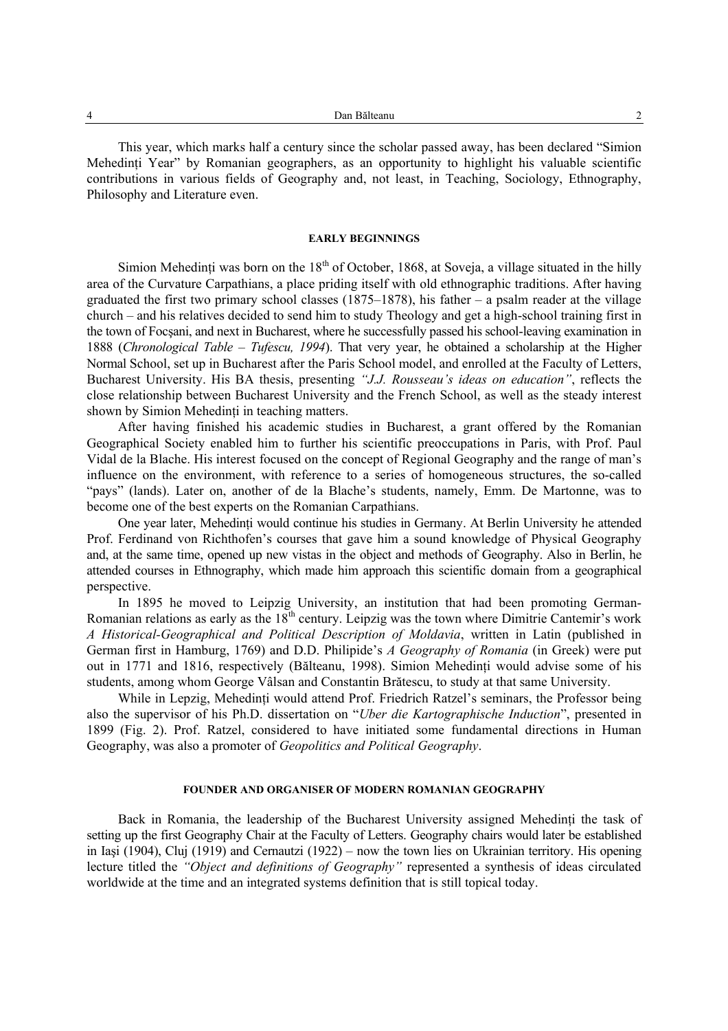This year, which marks half a century since the scholar passed away, has been declared "Simion Mehedinți Year" by Romanian geographers, as an opportunity to highlight his valuable scientific contributions in various fields of Geography and, not least, in Teaching, Sociology, Ethnography, Philosophy and Literature even.

## EARLY BEGINNINGS

Simion Mehedinți was born on the 18th of October, 1868, at Soveja, a village situated in the hilly area of the Curvature Carpathians, a place priding itself with old ethnographic traditions. After having graduated the first two primary school classes (1875–1878), his father – a psalm reader at the village church – and his relatives decided to send him to study Theology and get a high-school training first in the town of Focşani, and next in Bucharest, where he successfully passed his school-leaving examination in 1888 (*Chronological Table – Tufescu, 1994*). That very year, he obtained a scholarship at the Higher Normal School, set up in Bucharest after the Paris School model, and enrolled at the Faculty of Letters, Bucharest University. His BA thesis, presenting *"J.J. Rousseau's ideas on education"*, reflects the close relationship between Bucharest University and the French School, as well as the steady interest shown by Simion Mehedinți in teaching matters.

After having finished his academic studies in Bucharest, a grant offered by the Romanian Geographical Society enabled him to further his scientific preoccupations in Paris, with Prof. Paul Vidal de la Blache. His interest focused on the concept of Regional Geography and the range of man's influence on the environment, with reference to a series of homogeneous structures, the so-called "pays" (lands). Later on, another of de la Blache's students, namely, Emm. De Martonne, was to become one of the best experts on the Romanian Carpathians.

One year later, Mehedinți would continue his studies in Germany. At Berlin University he attended Prof. Ferdinand von Richthofen's courses that gave him a sound knowledge of Physical Geography and, at the same time, opened up new vistas in the object and methods of Geography. Also in Berlin, he attended courses in Ethnography, which made him approach this scientific domain from a geographical perspective.

In 1895 he moved to Leipzig University, an institution that had been promoting German-Romanian relations as early as the 18th century. Leipzig was the town where Dimitrie Cantemir's work *A Historical-Geographical and Political Description of Moldavia*, written in Latin (published in German first in Hamburg, 1769) and D.D. Philipide's *A Geography of Romania* (in Greek) were put out in 1771 and 1816, respectively (Bălteanu, 1998). Simion Mehedinți would advise some of his students, among whom George Vâlsan and Constantin Brătescu, to study at that same University.

While in Lepzig, Mehedinți would attend Prof. Friedrich Ratzel's seminars, the Professor being also the supervisor of his Ph.D. dissertation on "*Uber die Kartographische Induction*", presented in 1899 (Fig. 2). Prof. Ratzel, considered to have initiated some fundamental directions in Human Geography, was also a promoter of *Geopolitics and Political Geography*.

## FOUNDER AND ORGANISER OF MODERN ROMANIAN GEOGRAPHY

Back in Romania, the leadership of the Bucharest University assigned Mehedinți the task of setting up the first Geography Chair at the Faculty of Letters. Geography chairs would later be established in Iaşi (1904), Cluj (1919) and Cernautzi (1922) – now the town lies on Ukrainian territory. His opening lecture titled the *"Object and definitions of Geography"* represented a synthesis of ideas circulated worldwide at the time and an integrated systems definition that is still topical today.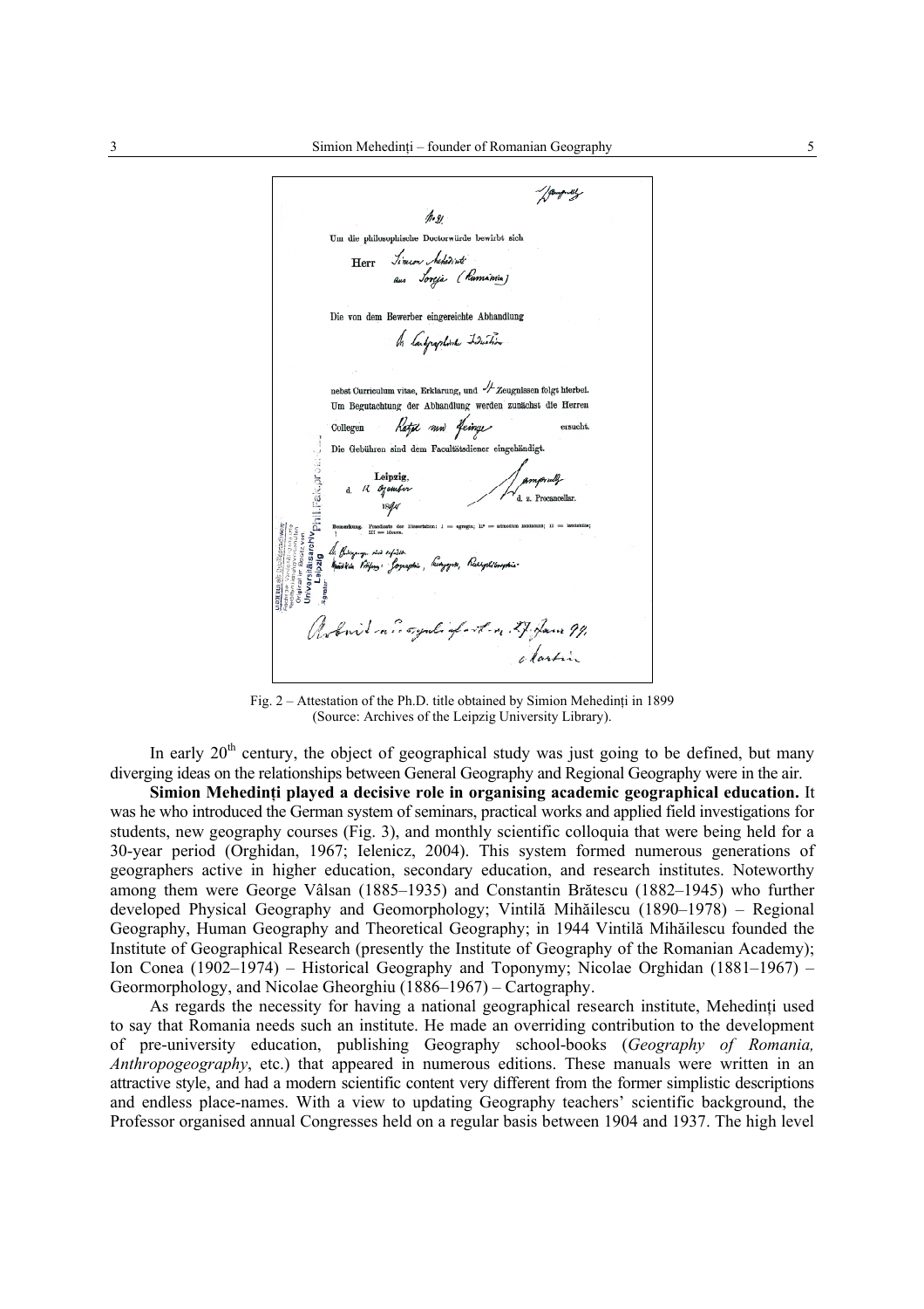Fig. 2 – Attestation of the Ph.D. title obtained by Simion Mehedinți in 1899 (Source: Archives of the Leipzig University Library).

In early 20[th] century, the object of geographical study was just going to be defined, but many diverging ideas on the relationships between General Geography and Regional Geography were in the air.

**Simion Mehedinți played a decisive role in organising academic geographical education.** It was he who introduced the German system of seminars, practical works and applied field investigations for students, new geography courses (Fig. 3), and monthly scientific colloquia that were being held for a 30-year period (Orghidan, 1967; Ielenicz, 2004). This system formed numerous generations of geographers active in higher education, secondary education, and research institutes. Noteworthy among them were George Vâlsan (1885–1935) and Constantin Brătescu (1882–1945) who further developed Physical Geography and Geomorphology; Vintilă Mihăilescu (1890–1978) – Regional Geography, Human Geography and Theoretical Geography; in 1944 Vintilă Mihăilescu founded the Institute of Geographical Research (presently the Institute of Geography of the Romanian Academy); Ion Conea (1902–1974) – Historical Geography and Toponymy; Nicolae Orghidan (1881–1967) – Geormorphology, and Nicolae Gheorghiu (1886–1967) – Cartography.

As regards the necessity for having a national geographical research institute, Mehedinți used to say that Romania needs such an institute. He made an overriding contribution to the development of pre-university education, publishing Geography school-books (*Geography of Romania, Anthropogeography*, etc.) that appeared in numerous editions. These manuals were written in an attractive style, and had a modern scientific content very different from the former simplistic descriptions and endless place-names. With a view to updating Geography teachers' scientific background, the Professor organised annual Congresses held on a regular basis between 1904 and 1937. The high level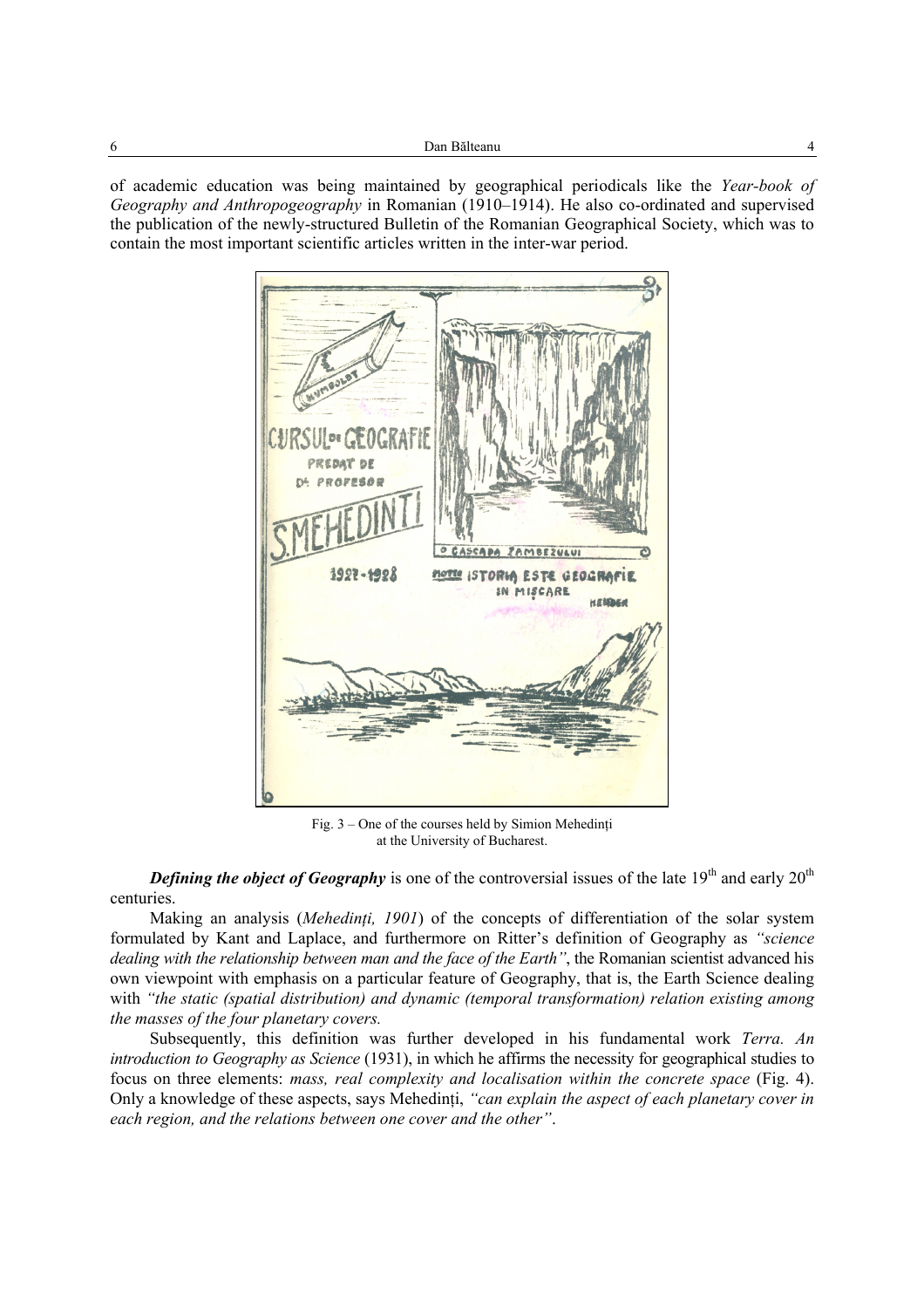of academic education was being maintained by geographical periodicals like the *Year-book of Geography and Anthropogeography* in Romanian (1910–1914). He also co-ordinated and supervised the publication of the newly-structured Bulletin of the Romanian Geographical Society, which was to contain the most important scientific articles written in the inter-war period.

Fig. 3 – One of the courses held by Simion Mehedinți at the University of Bucharest.

***Defining the object of Geography*** is one of the controversial issues of the late 19th and early 20th centuries.

Making an analysis (*Mehedinți, 1901*) of the concepts of differentiation of the solar system formulated by Kant and Laplace, and furthermore on Ritter's definition of Geography as *"science dealing with the relationship between man and the face of the Earth"*, the Romanian scientist advanced his own viewpoint with emphasis on a particular feature of Geography, that is, the Earth Science dealing with *"the static (spatial distribution) and dynamic (temporal transformation) relation existing among the masses of the four planetary covers.*

Subsequently, this definition was further developed in his fundamental work *Terra. An introduction to Geography as Science* (1931), in which he affirms the necessity for geographical studies to focus on three elements: *mass, real complexity and localisation within the concrete space* (Fig. 4). Only a knowledge of these aspects, says Mehedinți, *"can explain the aspect of each planetary cover in each region, and the relations between one cover and the other"*.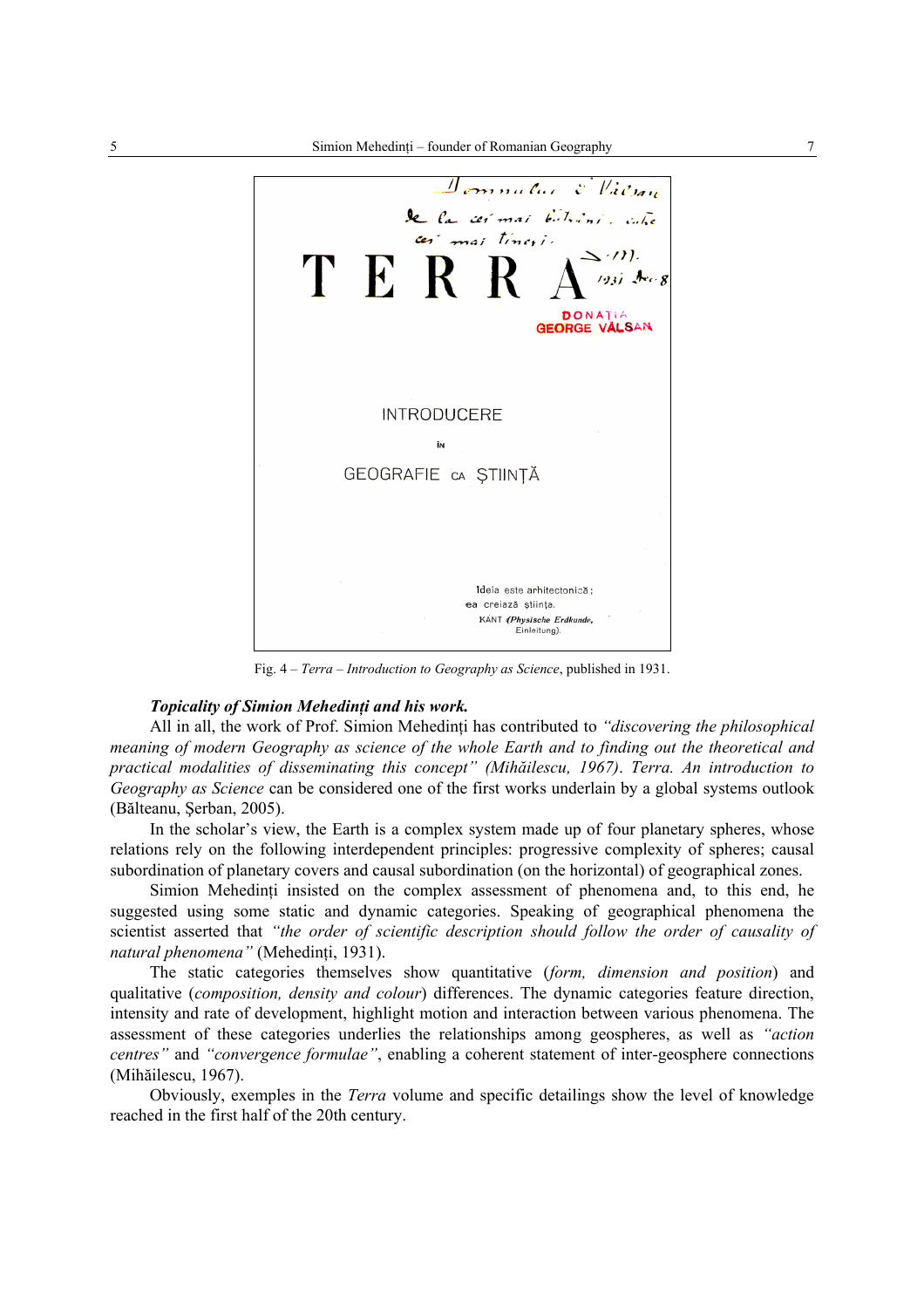Fig. 4 – *Terra – Introduction to Geography as Science*, published in 1931.

***Topicality of Simion Mehedinți and his work.***

All in all, the work of Prof. Simion Mehedinți has contributed to *"discovering the philosophical meaning of modern Geography as science of the whole Earth and to finding out the theoretical and practical modalities of disseminating this concept" (Mihăilescu, 1967)*. *Terra. An introduction to Geography as Science* can be considered one of the first works underlain by a global systems outlook (Bălteanu, Şerban, 2005).

In the scholar's view, the Earth is a complex system made up of four planetary spheres, whose relations rely on the following interdependent principles: progressive complexity of spheres; causal subordination of planetary covers and causal subordination (on the horizontal) of geographical zones.

Simion Mehedinți insisted on the complex assessment of phenomena and, to this end, he suggested using some static and dynamic categories. Speaking of geographical phenomena the scientist asserted that *"the order of scientific description should follow the order of causality of natural phenomena"* (Mehedinți, 1931).

The static categories themselves show quantitative (*form, dimension and position*) and qualitative (*composition, density and colour*) differences. The dynamic categories feature direction, intensity and rate of development, highlight motion and interaction between various phenomena. The assessment of these categories underlies the relationships among geospheres, as well as *"action centres"* and *"convergence formulae"*, enabling a coherent statement of inter-geosphere connections (Mihăilescu, 1967).

Obviously, exemples in the *Terra* volume and specific detailings show the level of knowledge reached in the first half of the 20th century.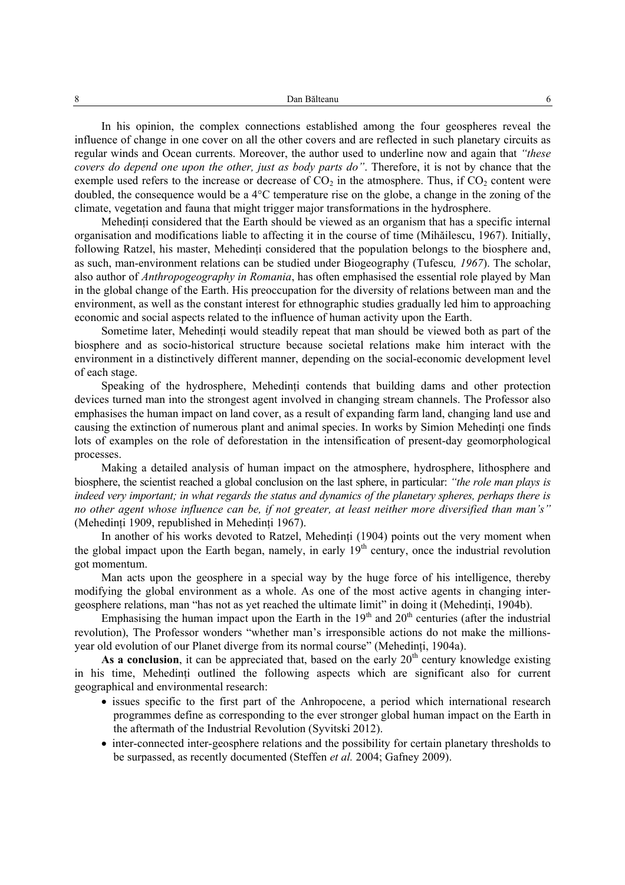In his opinion, the complex connections established among the four geospheres reveal the influence of change in one cover on all the other covers and are reflected in such planetary circuits as regular winds and Ocean currents. Moreover, the author used to underline now and again that *"these covers do depend one upon the other, just as body parts do"*. Therefore, it is not by chance that the exemple used refers to the increase or decrease of $CO_2$ in the atmosphere. Thus, if $CO_2$ content were doubled, the consequence would be a 4°C temperature rise on the globe, a change in the zoning of the climate, vegetation and fauna that might trigger major transformations in the hydrosphere.

Mehedinți considered that the Earth should be viewed as an organism that has a specific internal organisation and modifications liable to affecting it in the course of time (Mihăilescu, 1967). Initially, following Ratzel, his master, Mehedinți considered that the population belongs to the biosphere and, as such, man-environment relations can be studied under Biogeography (Tufescu*, 1967*). The scholar, also author of *Anthropogeography in Romania*, has often emphasised the essential role played by Man in the global change of the Earth. His preoccupation for the diversity of relations between man and the environment, as well as the constant interest for ethnographic studies gradually led him to approaching economic and social aspects related to the influence of human activity upon the Earth.

Sometime later, Mehedinți would steadily repeat that man should be viewed both as part of the biosphere and as socio-historical structure because societal relations make him interact with the environment in a distinctively different manner, depending on the social-economic development level of each stage.

Speaking of the hydrosphere, Mehedinți contends that building dams and other protection devices turned man into the strongest agent involved in changing stream channels. The Professor also emphasises the human impact on land cover, as a result of expanding farm land, changing land use and causing the extinction of numerous plant and animal species. In works by Simion Mehedinți one finds lots of examples on the role of deforestation in the intensification of present-day geomorphological processes.

Making a detailed analysis of human impact on the atmosphere, hydrosphere, lithosphere and biosphere, the scientist reached a global conclusion on the last sphere, in particular: *"the role man plays is indeed very important; in what regards the status and dynamics of the planetary spheres, perhaps there is no other agent whose influence can be, if not greater, at least neither more diversified than man's"* (Mehedinți 1909, republished in Mehedinți 1967).

In another of his works devoted to Ratzel, Mehedinți (1904) points out the very moment when the global impact upon the Earth began, namely, in early 19th century, once the industrial revolution got momentum.

Man acts upon the geosphere in a special way by the huge force of his intelligence, thereby modifying the global environment as a whole. As one of the most active agents in changing inter-geosphere relations, man "has not as yet reached the ultimate limit" in doing it (Mehedinți, 1904b).

Emphasising the human impact upon the Earth in the 19th and 20th centuries (after the industrial revolution), The Professor wonders "whether man's irresponsible actions do not make the millions-year old evolution of our Planet diverge from its normal course" (Mehedinți, 1904a).

**As a conclusion**, it can be appreciated that, based on the early 20th century knowledge existing in his time, Mehedinți outlined the following aspects which are significant also for current geographical and environmental research:

- issues specific to the first part of the Anhropocene, a period which international research programmes define as corresponding to the ever stronger global human impact on the Earth in the aftermath of the Industrial Revolution (Syvitski 2012).
- inter-connected inter-geosphere relations and the possibility for certain planetary thresholds to be surpassed, as recently documented (Steffen *et al.* 2004; Gafney 2009).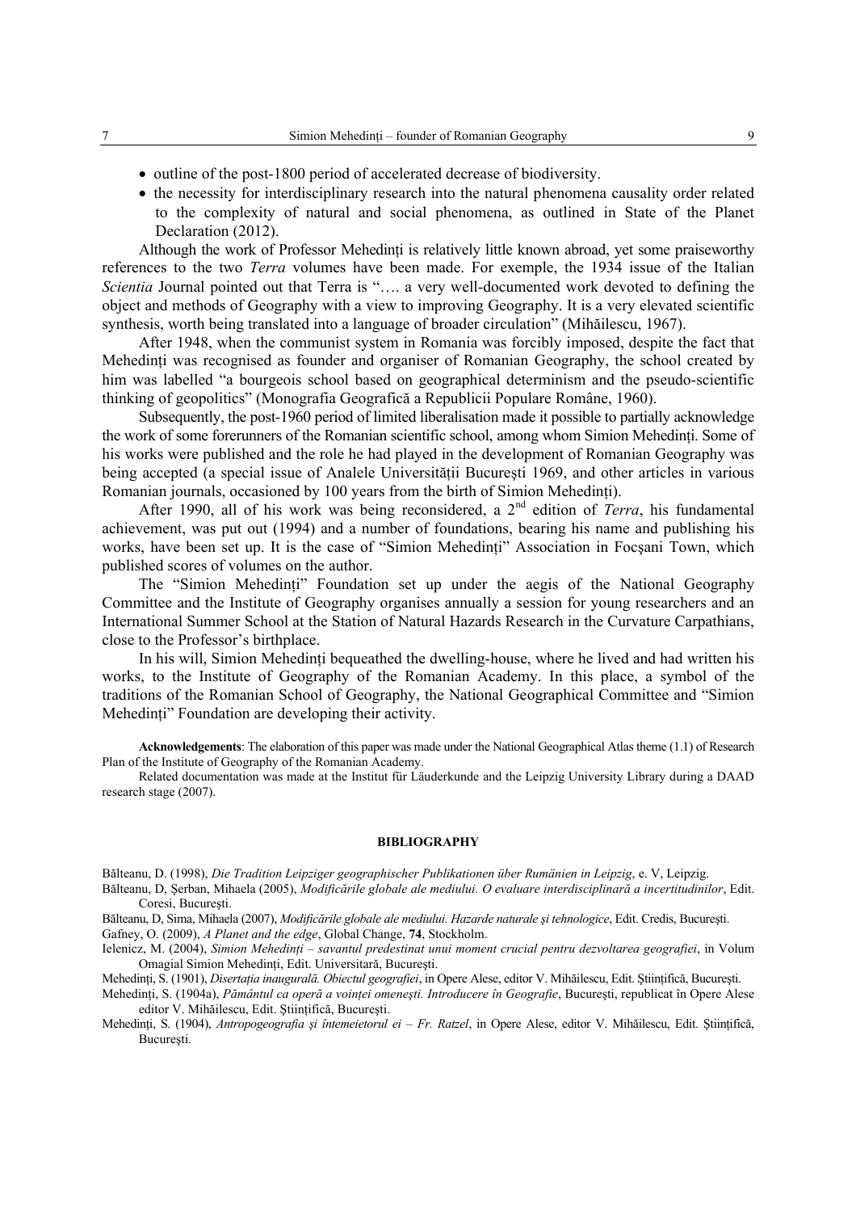- outline of the post-1800 period of accelerated decrease of biodiversity.
- the necessity for interdisciplinary research into the natural phenomena causality order related to the complexity of natural and social phenomena, as outlined in State of the Planet Declaration (2012).

Although the work of Professor Mehedinți is relatively little known abroad, yet some praiseworthy references to the two *Terra* volumes have been made. For exemple, the 1934 issue of the Italian *Scientia* Journal pointed out that Terra is "…. a very well-documented work devoted to defining the object and methods of Geography with a view to improving Geography. It is a very elevated scientific synthesis, worth being translated into a language of broader circulation" (Mihăilescu, 1967).

After 1948, when the communist system in Romania was forcibly imposed, despite the fact that Mehedinți was recognised as founder and organiser of Romanian Geography, the school created by him was labelled "a bourgeois school based on geographical determinism and the pseudo-scientific thinking of geopolitics" (Monografia Geografică a Republicii Populare Române, 1960).

Subsequently, the post-1960 period of limited liberalisation made it possible to partially acknowledge the work of some forerunners of the Romanian scientific school, among whom Simion Mehedinți. Some of his works were published and the role he had played in the development of Romanian Geography was being accepted (a special issue of Analele Universității București 1969, and other articles in various Romanian journals, occasioned by 100 years from the birth of Simion Mehedinți).

After 1990, all of his work was being reconsidered, a 2nd edition of *Terra*, his fundamental achievement, was put out (1994) and a number of foundations, bearing his name and publishing his works, have been set up. It is the case of "Simion Mehedinți" Association in Focşani Town, which published scores of volumes on the author.

The "Simion Mehedinți" Foundation set up under the aegis of the National Geography Committee and the Institute of Geography organises annually a session for young researchers and an International Summer School at the Station of Natural Hazards Research in the Curvature Carpathians, close to the Professor's birthplace.

In his will, Simion Mehedinți bequeathed the dwelling-house, where he lived and had written his works, to the Institute of Geography of the Romanian Academy. In this place, a symbol of the traditions of the Romanian School of Geography, the National Geographical Committee and "Simion Mehedinți" Foundation are developing their activity.

**Acknowledgements**: The elaboration of this paper was made under the National Geographical Atlas theme (1.1) of Research Plan of the Institute of Geography of the Romanian Academy.

Related documentation was made at the Institut für Läuderkunde and the Leipzig University Library during a DAAD research stage (2007).

## BIBLIOGRAPHY

Bălteanu, D. (1998), *Die Tradition Leipziger geographischer Publikationen über Rumänien in Leipzig*, e. V, Leipzig.

Bălteanu, D, Şerban, Mihaela (2005), *Modificările globale ale mediului. O evaluare interdisciplinară a incertitudinilor*, Edit. Coresi, Bucureşti.

Bălteanu, D, Sima, Mihaela (2007), *Modificările globale ale mediului. Hazarde naturale şi tehnologice*, Edit. Credis, Bucureşti.

Gafney, O. (2009), *A Planet and the edge*, Global Change, **74**, Stockholm.

Ielenicz, M. (2004), *Simion Mehedinți – savantul predestinat unui moment crucial pentru dezvoltarea geografiei*, in Volum Omagial Simion Mehedinți, Edit. Universitară, Bucureşti.

Mehedinți, S. (1901), *Disertația inaugurală. Obiectul geografiei*, in Opere Alese, editor V. Mihăilescu, Edit. Științifică, Bucureşti.

Mehedinți, S. (1904a), *Pământul ca operă a voinței omeneşti. Introducere în Geografie*, Bucureşti, republicat în Opere Alese editor V. Mihăilescu, Edit. Științifică, Bucureşti.

Mehedinți, S. (1904), *Antropogeografia şi întemeietorul ei – Fr. Ratzel*, in Opere Alese, editor V. Mihăilescu, Edit. Științifică, Bucureşti.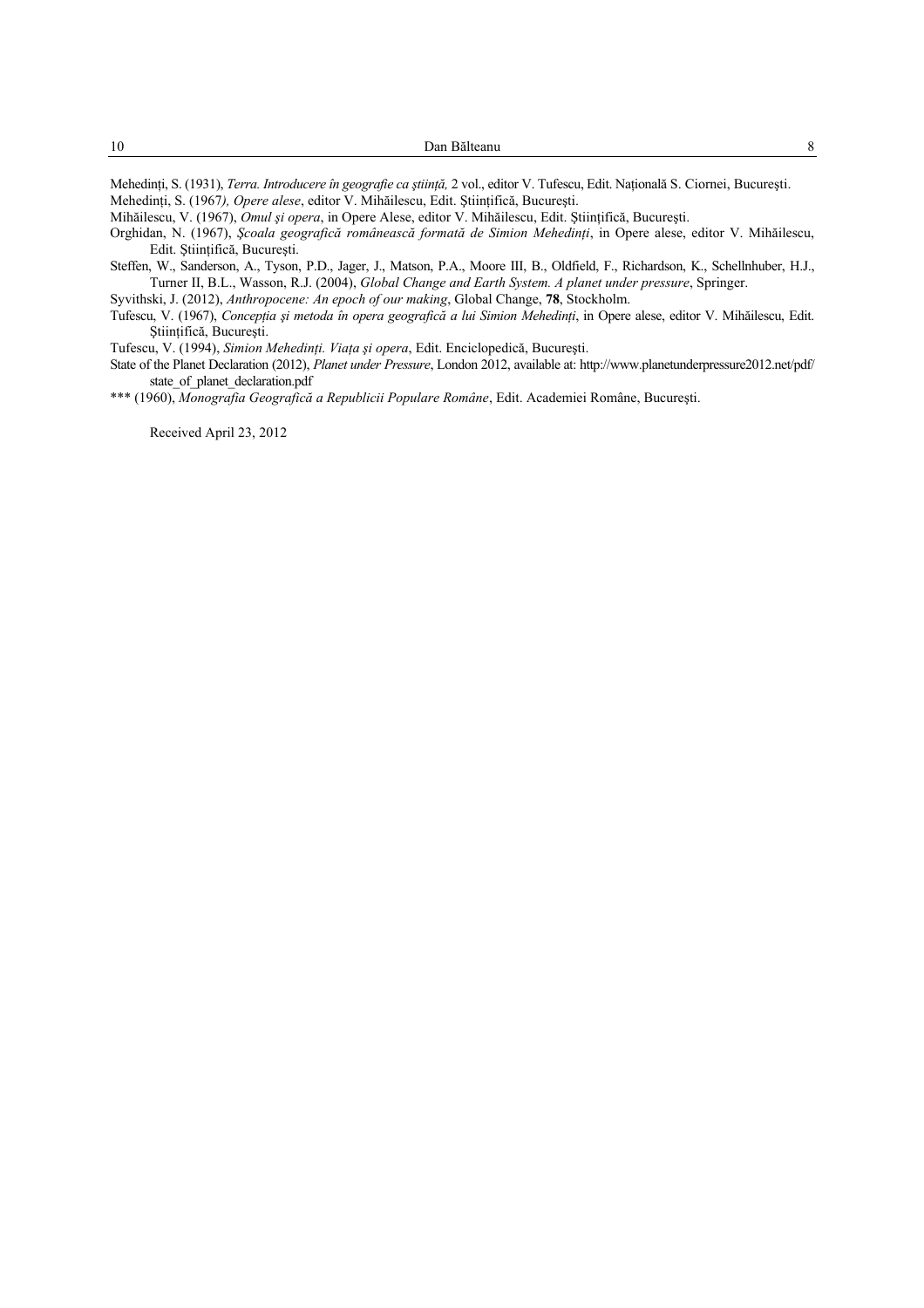Mehedinți, S. (1931), *Terra. Introducere în geografie ca știință,* 2 vol., editor V. Tufescu, Edit. Națională S. Ciornei, București.

Mehedinți, S. (1967*), Opere alese*, editor V. Mihăilescu, Edit. Științifică, București.

Mihăilescu, V. (1967), *Omul şi opera*, in Opere Alese, editor V. Mihăilescu, Edit. Științifică, Bucureşti.

Orghidan, N. (1967), *Şcoala geografică românească formată de Simion Mehedinți*, in Opere alese, editor V. Mihăilescu, Edit. Științifică, Bucureşti.

Steffen, W., Sanderson, A., Tyson, P.D., Jager, J., Matson, P.A., Moore III, B., Oldfield, F., Richardson, K., Schellnhuber, H.J., Turner II, B.L., Wasson, R.J. (2004), *Global Change and Earth System. A planet under pressure*, Springer.

Syvithski, J. (2012), *Anthropocene: An epoch of our making*, Global Change, **78**, Stockholm.

Tufescu, V. (1967), *Concepția şi metoda în opera geografică a lui Simion Mehedinți*, in Opere alese, editor V. Mihăilescu, Edit. Științifică, Bucureşti.

Tufescu, V. (1994), *Simion Mehedinți. Viața şi opera*, Edit. Enciclopedică, Bucureşti.

State of the Planet Declaration (2012), *Planet under Pressure*, London 2012, available at: http://www.planetunderpressure2012.net/pdf/state_of_planet_declaration.pdf

*** (1960), *Monografia Geografică a Republicii Populare Române*, Edit. Academiei Române, Bucureşti.

Received April 23, 2012